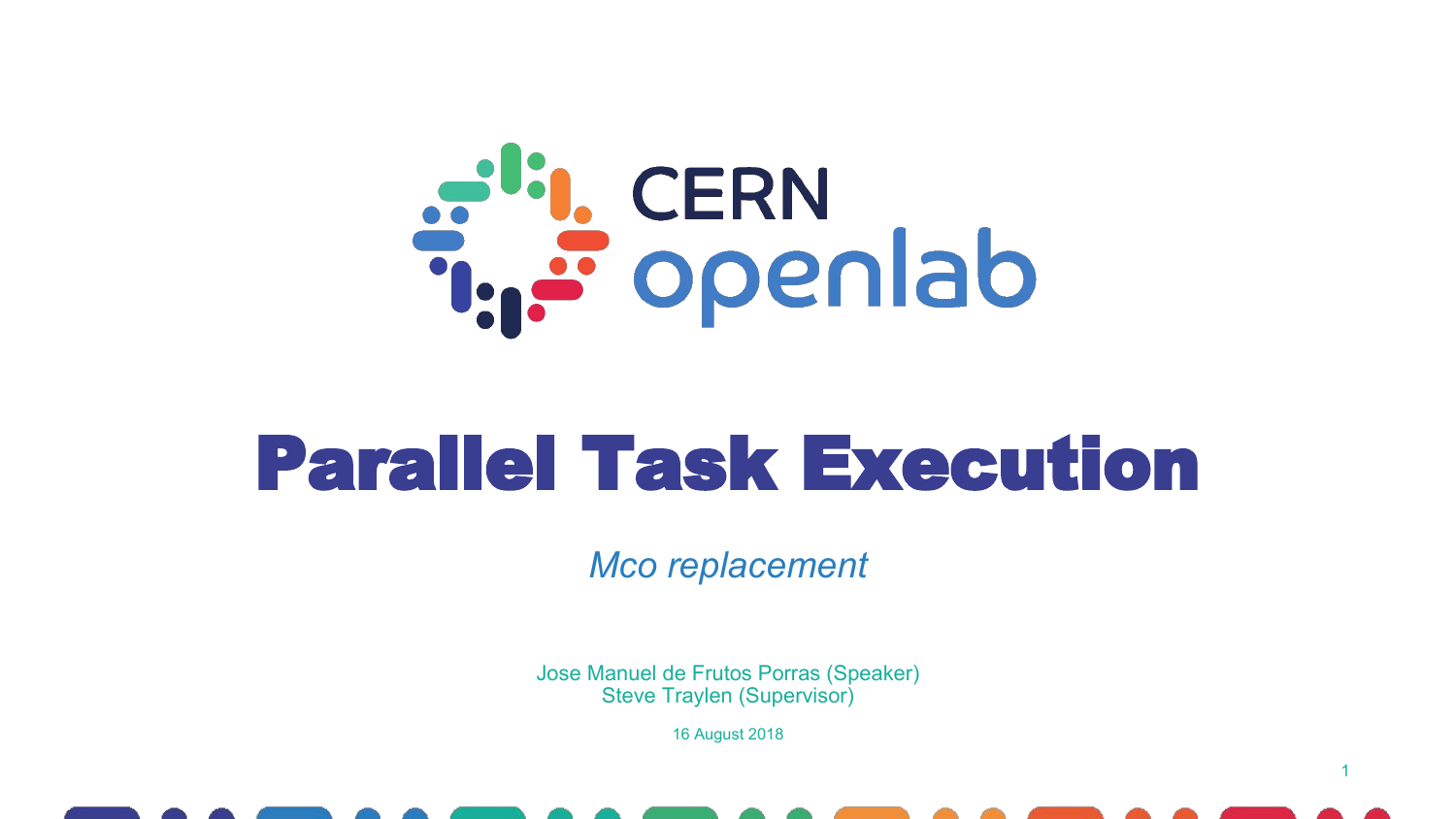CERN openlab

# Parallel Task Execution

*Mco replacement*

Jose Manuel de Frutos Porras (Speaker)
Steve Traylen (Supervisor)

16 August 2018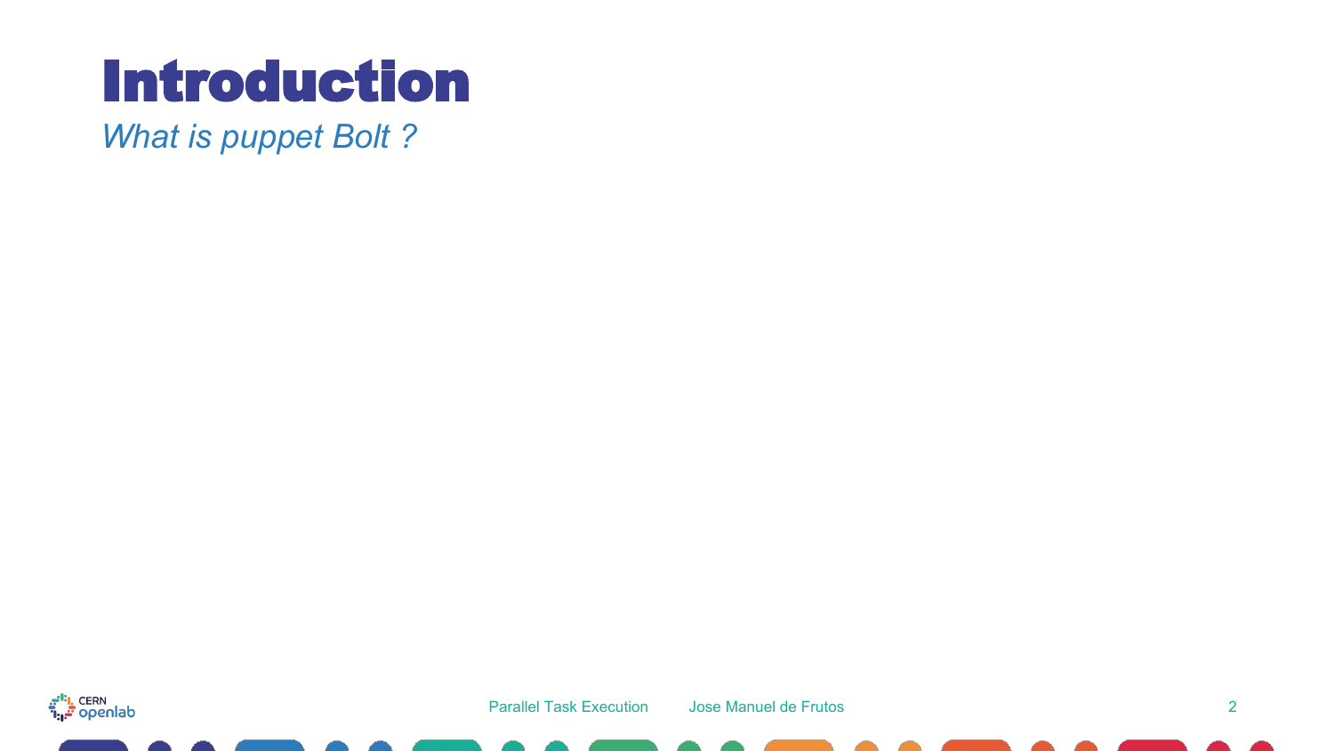# Introduction

*What is puppet Bolt ?*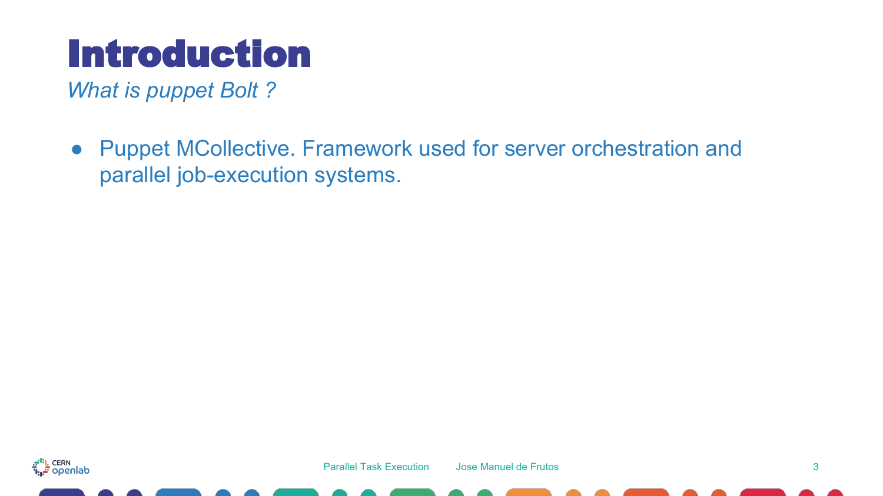# Introduction

*What is puppet Bolt ?*

- Puppet MCollective. Framework used for server orchestration and parallel job-execution systems.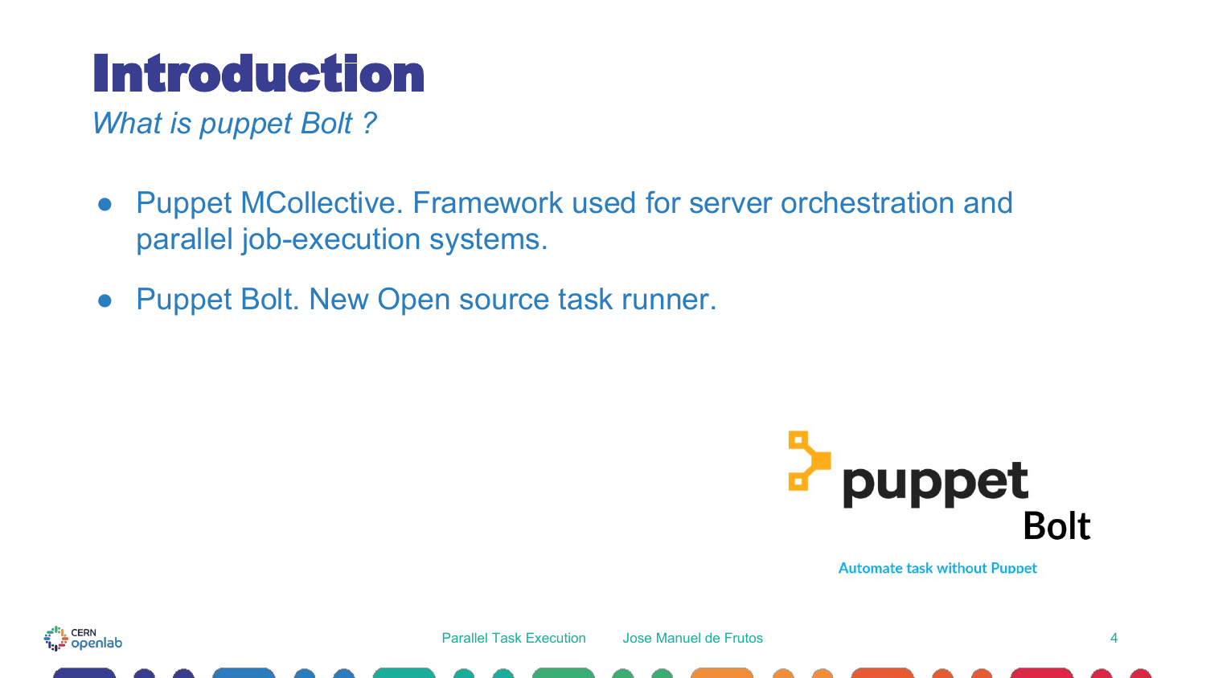# Introduction

*What is puppet Bolt ?*

- Puppet MCollective. Framework used for server orchestration and parallel job-execution systems.
- Puppet Bolt. New Open source task runner.

puppet Bolt

Automate task without Puppet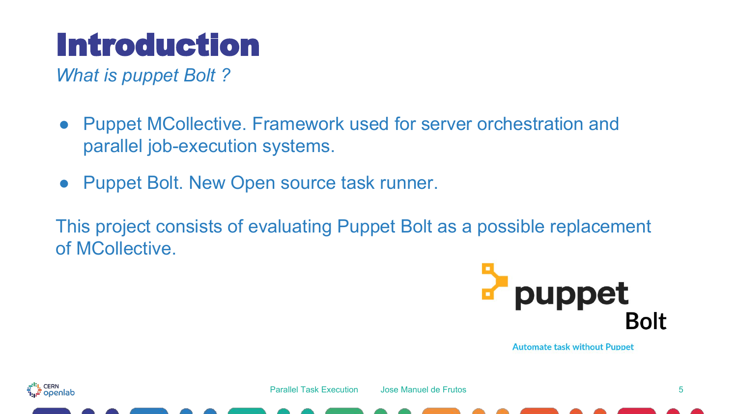# Introduction

*What is puppet Bolt ?*

- Puppet MCollective. Framework used for server orchestration and parallel job-execution systems.
- Puppet Bolt. New Open source task runner.

This project consists of evaluating Puppet Bolt as a possible replacement of MCollective.

puppet Bolt

Automate task without Puppet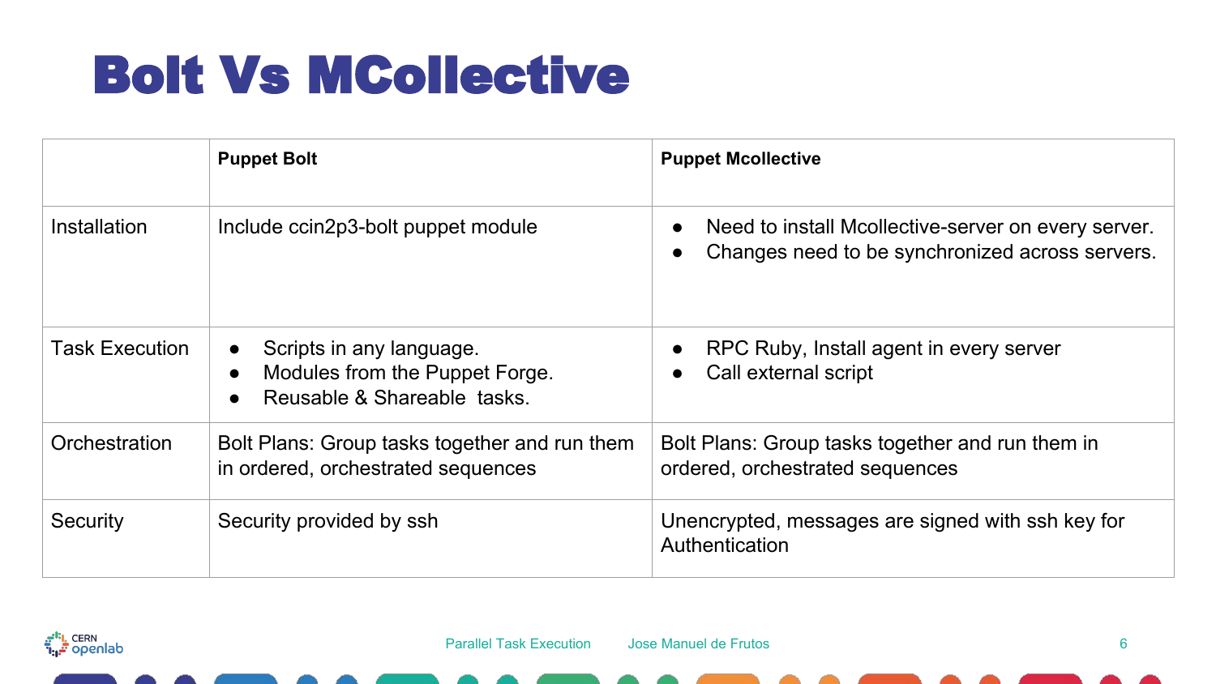# Bolt Vs MCollective

| | Puppet Bolt | Puppet Mcollective |
|---|---|---|
| Installation | Include ccin2p3-bolt puppet module | • Need to install Mcollective-server on every server.<br>• Changes need to be synchronized across servers. |
| Task Execution | • Scripts in any language.<br>• Modules from the Puppet Forge.<br>• Reusable & Shareable tasks. | • RPC Ruby, Install agent in every server<br>• Call external script |
| Orchestration | Bolt Plans: Group tasks together and run them in ordered, orchestrated sequences | Bolt Plans: Group tasks together and run them in ordered, orchestrated sequences |
| Security | Security provided by ssh | Unencrypted, messages are signed with ssh key for Authentication |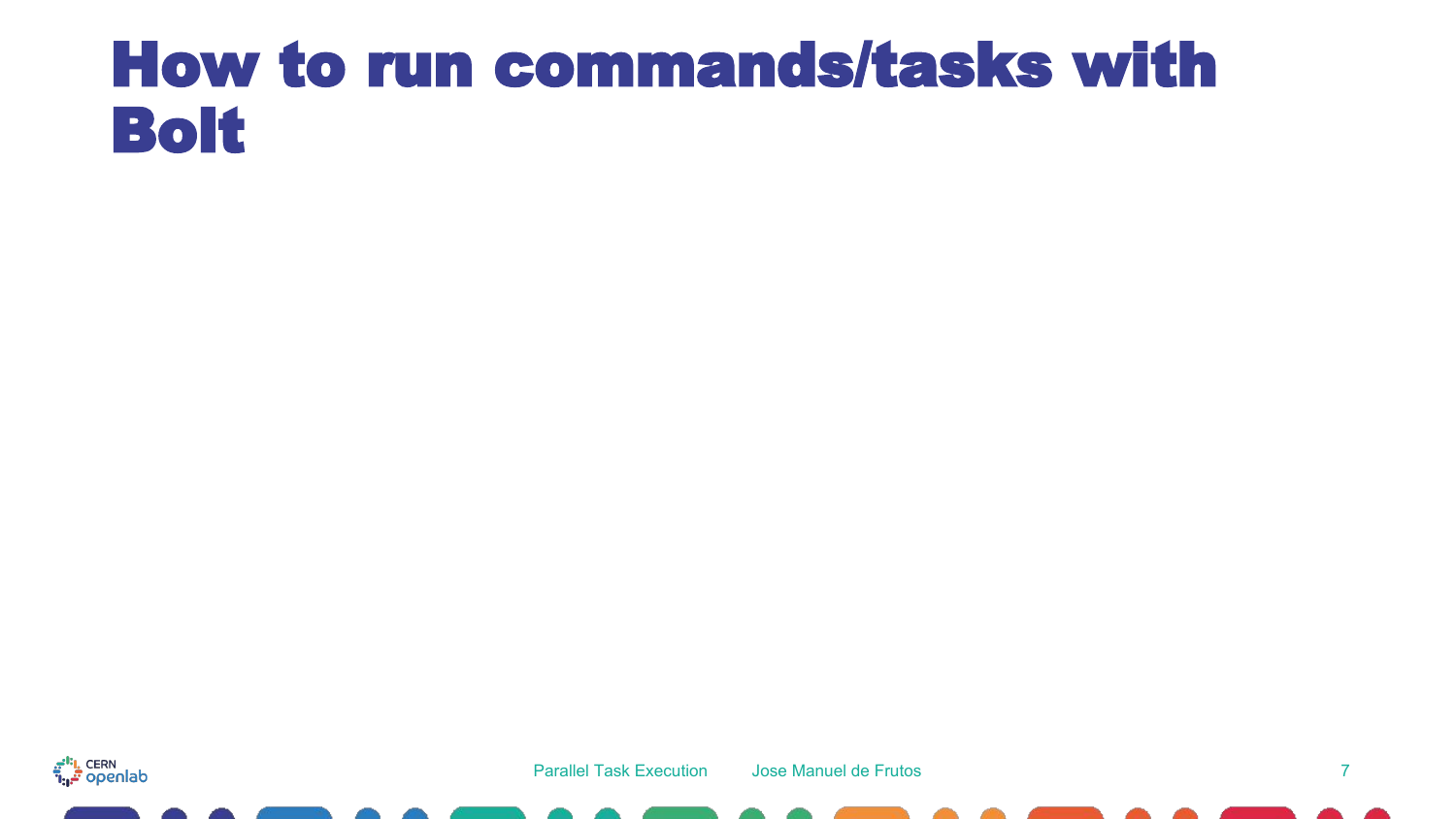# How to run commands/tasks with Bolt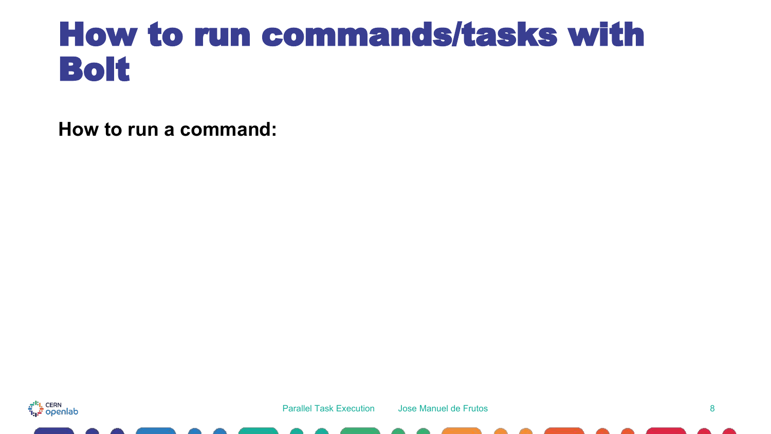# How to run commands/tasks with Bolt

**How to run a command:**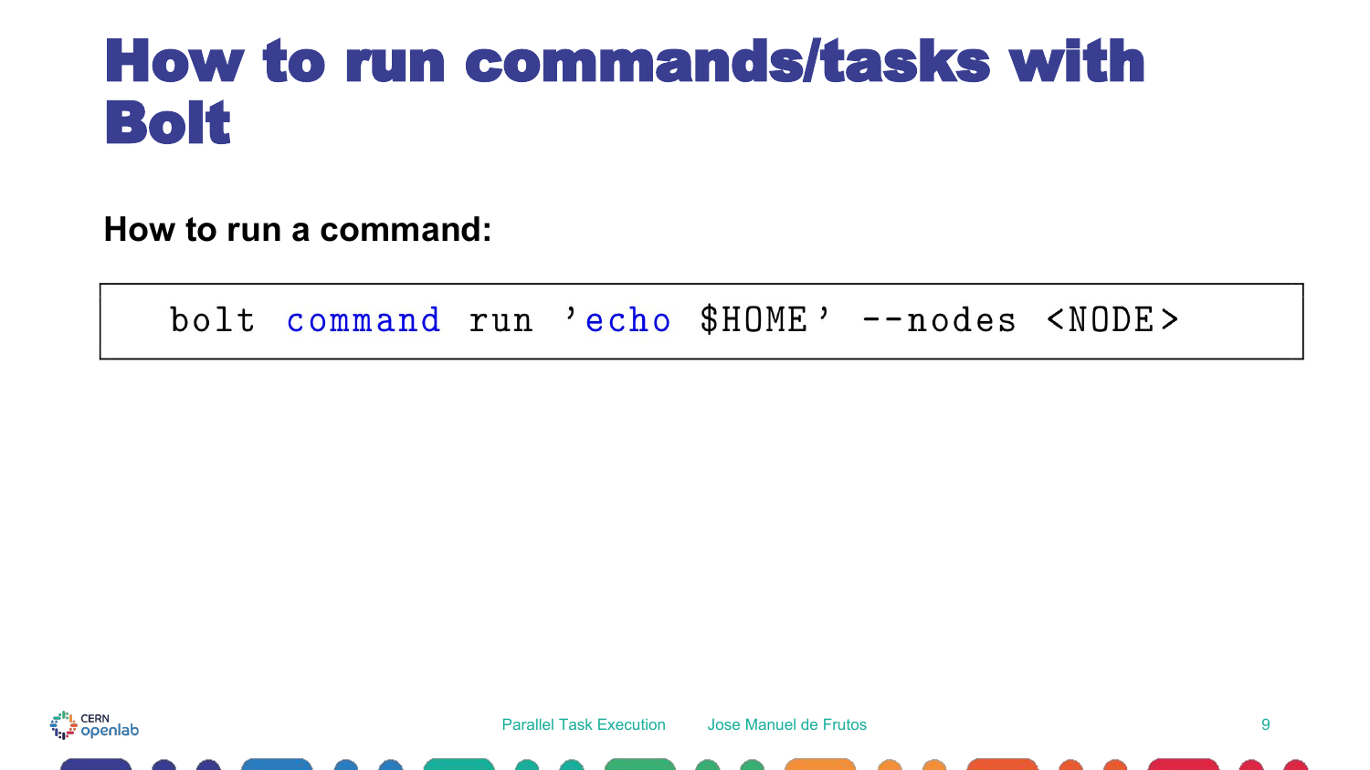# How to run commands/tasks with Bolt

**How to run a command:**

```
bolt command run 'echo $HOME' --nodes <NODE>
```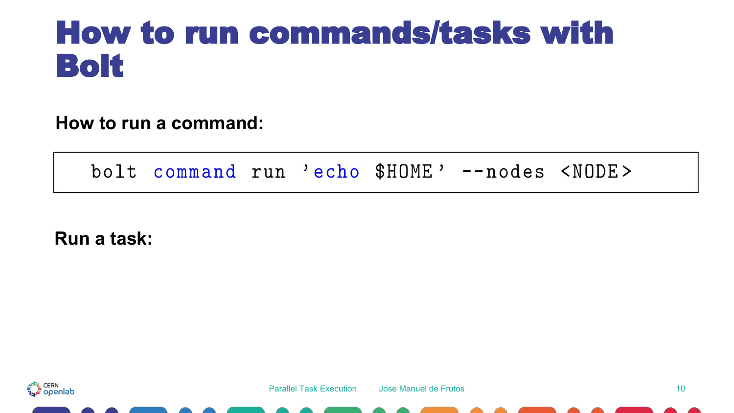# How to run commands/tasks with Bolt

**How to run a command:**

```
bolt command run 'echo $HOME' --nodes <NODE>
```

**Run a task:**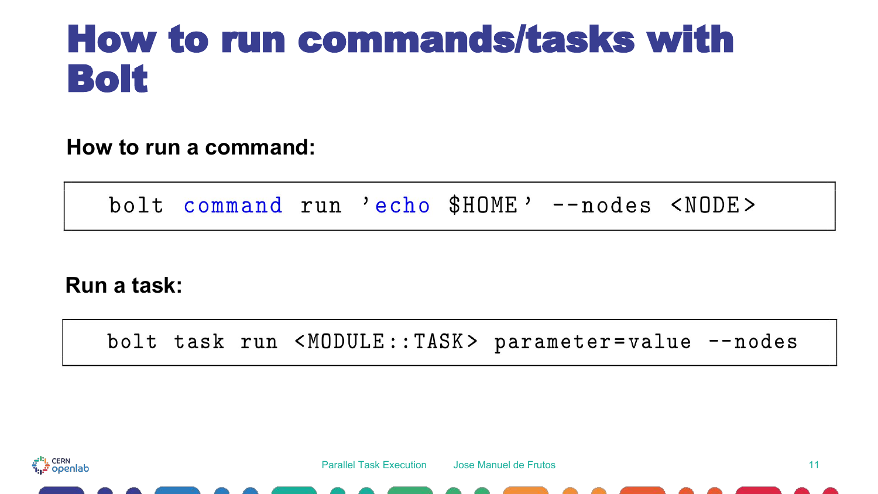# How to run commands/tasks with Bolt

**How to run a command:**

```
bolt command run 'echo $HOME' --nodes <NODE>
```

**Run a task:**

```
bolt task run <MODULE::TASK> parameter=value --nodes
```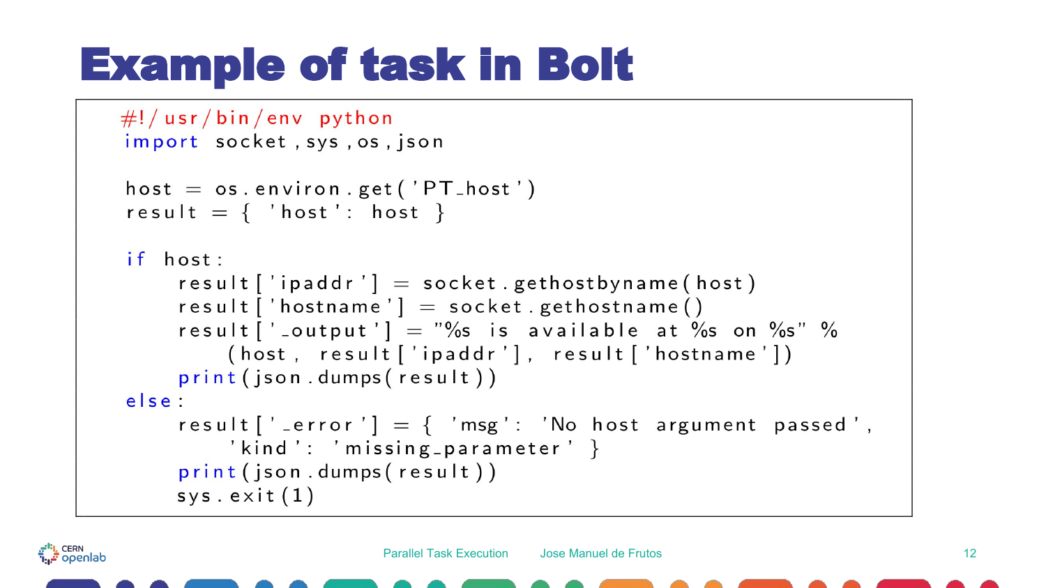# Example of task in Bolt

```
#!/usr/bin/env python
import socket,sys,os,json

host = os.environ.get('PT_host')
result = { 'host': host }

if host:
    result['ipaddr'] = socket.gethostbyname(host)
    result['hostname'] = socket.gethostname()
    result['_output'] = "%s is available at %s on %s" %
        (host, result['ipaddr'], result['hostname'])
    print(json.dumps(result))
else:
    result['_error'] = { 'msg': 'No host argument passed',
        'kind': 'missing_parameter' }
    print(json.dumps(result))
    sys.exit(1)
```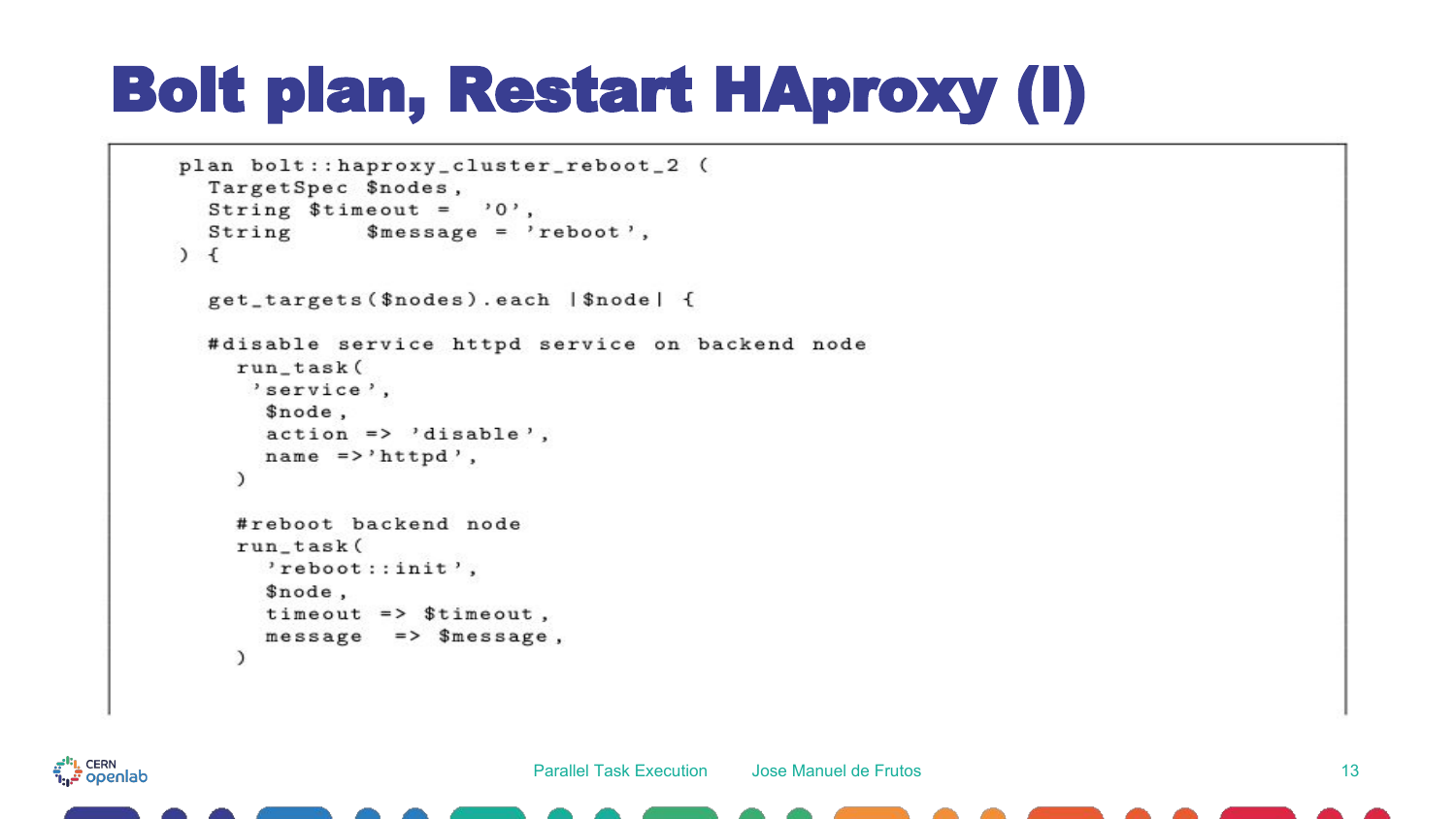# Bolt plan, Restart HAproxy (I)

```
plan bolt::haproxy_cluster_reboot_2 (
  TargetSpec $nodes,
  String $timeout =  '0',
  String      $message = 'reboot',
) {

  get_targets($nodes).each |$node| {

  #disable service httpd service on backend node
    run_task(
     'service',
      $node,
      action => 'disable',
      name =>'httpd',
    )

    #reboot backend node
    run_task(
      'reboot::init',
      $node,
      timeout => $timeout,
      message  => $message,
    )
```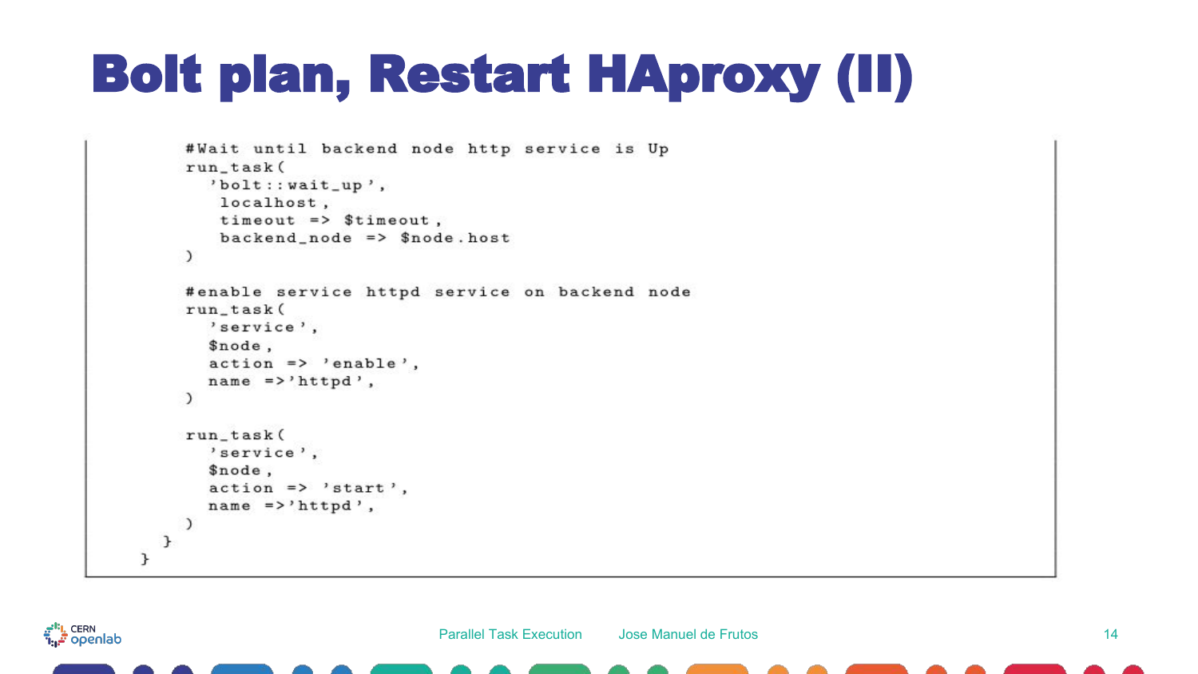# Bolt plan, Restart HAproxy (II)

```
        #Wait until backend node http service is Up
        run_task(
          'bolt::wait_up',
           localhost,
           timeout => $timeout,
           backend_node => $node.host
        )

        #enable service httpd service on backend node
        run_task(
          'service',
          $node,
          action => 'enable',
          name =>'httpd',
        )

        run_task(
          'service',
          $node,
          action => 'start',
          name =>'httpd',
        )
      }
    }
```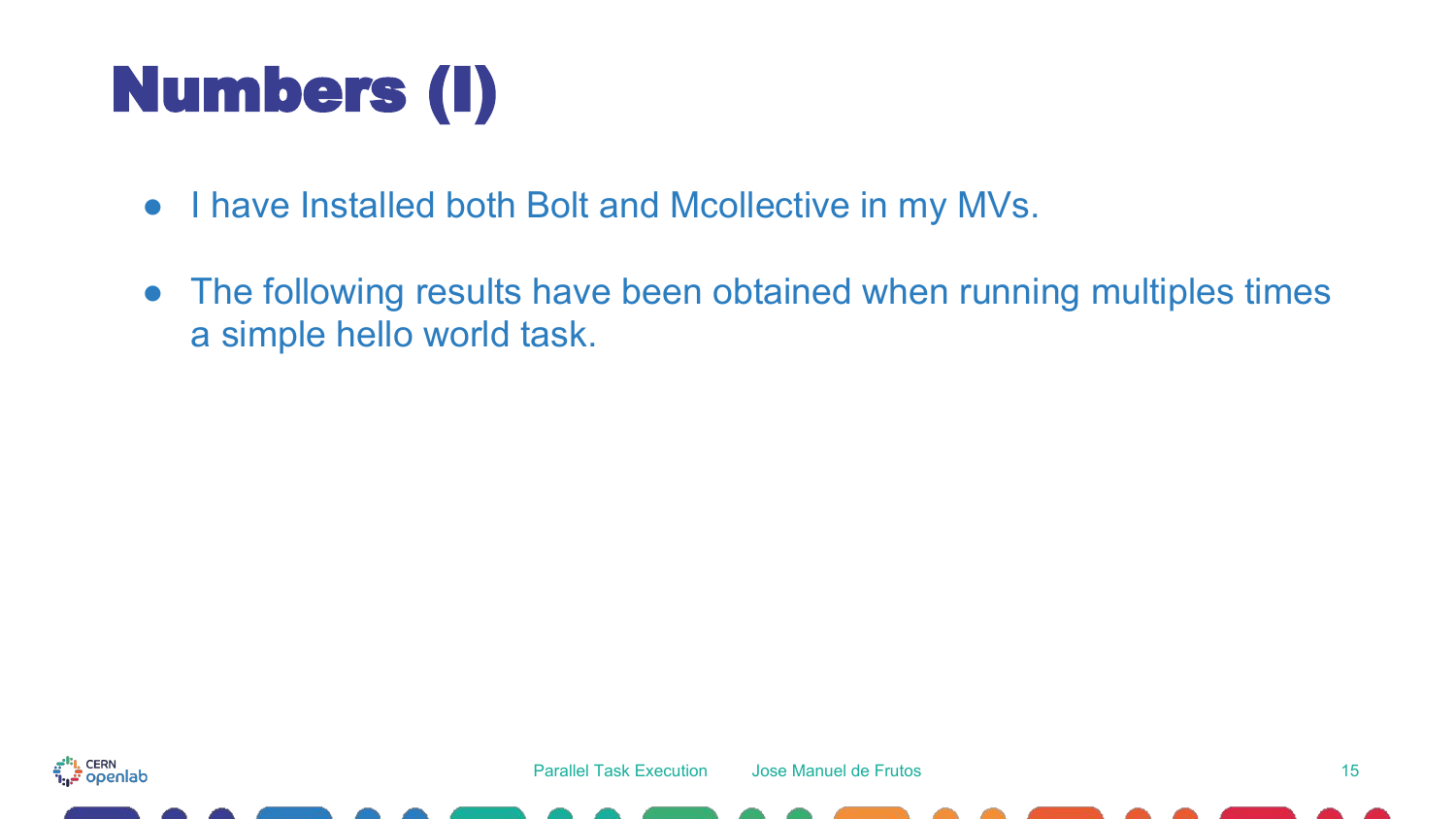# Numbers (I)

- I have Installed both Bolt and Mcollective in my MVs.
- The following results have been obtained when running multiples times a simple hello world task.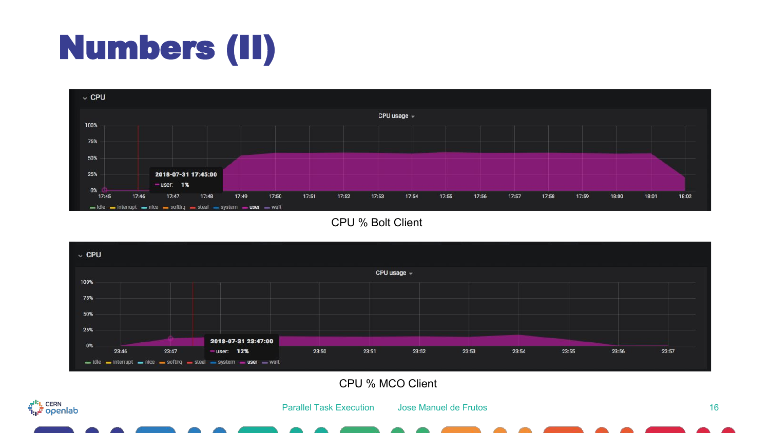# Numbers (II)

CPU % Bolt Client

CPU % MCO Client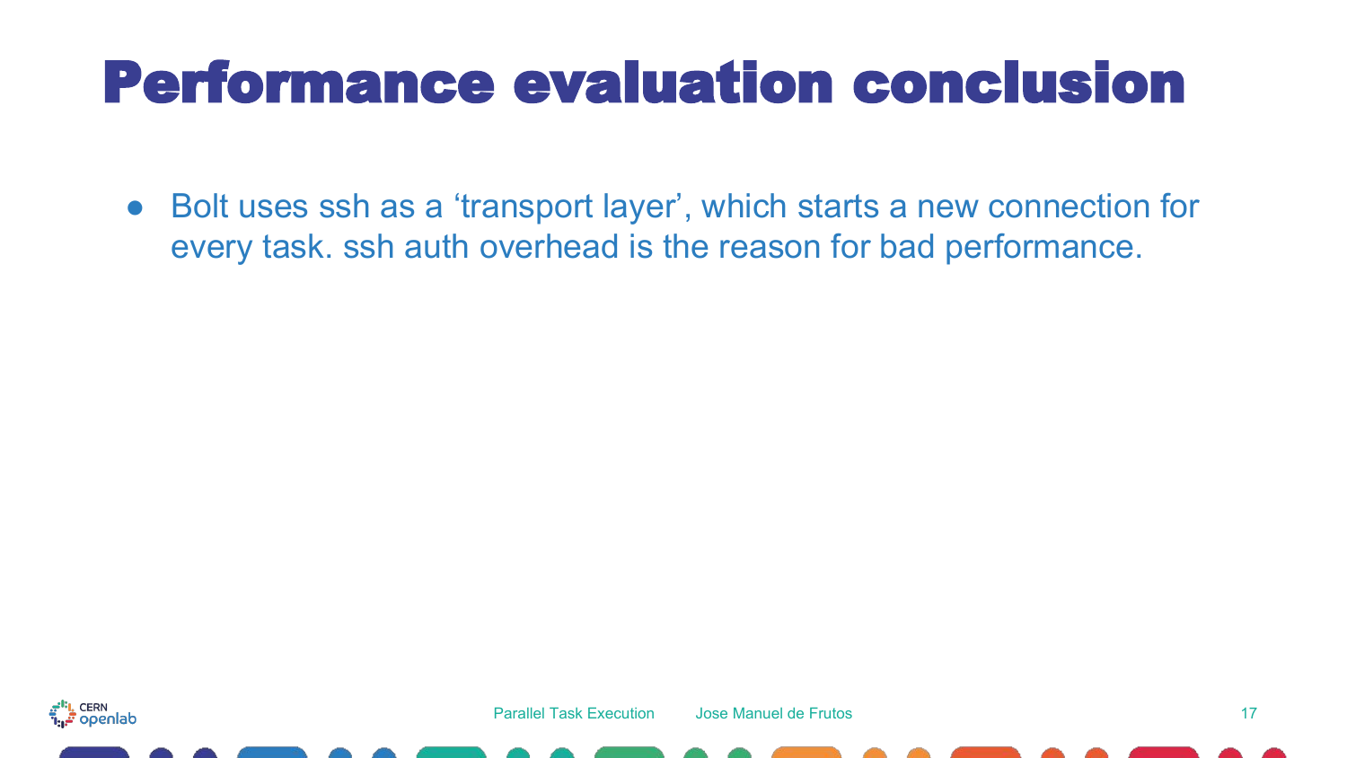# Performance evaluation conclusion

- Bolt uses ssh as a ‘transport layer’, which starts a new connection for every task. ssh auth overhead is the reason for bad performance.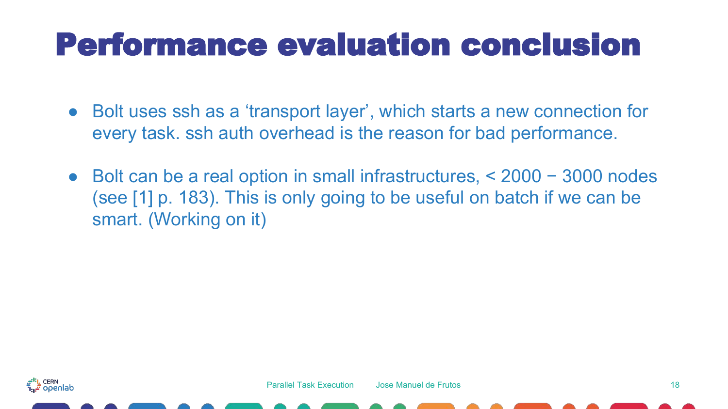# Performance evaluation conclusion

- Bolt uses ssh as a 'transport layer', which starts a new connection for every task. ssh auth overhead is the reason for bad performance.

- Bolt can be a real option in small infrastructures, < 2000 − 3000 nodes (see [1] p. 183). This is only going to be useful on batch if we can be smart. (Working on it)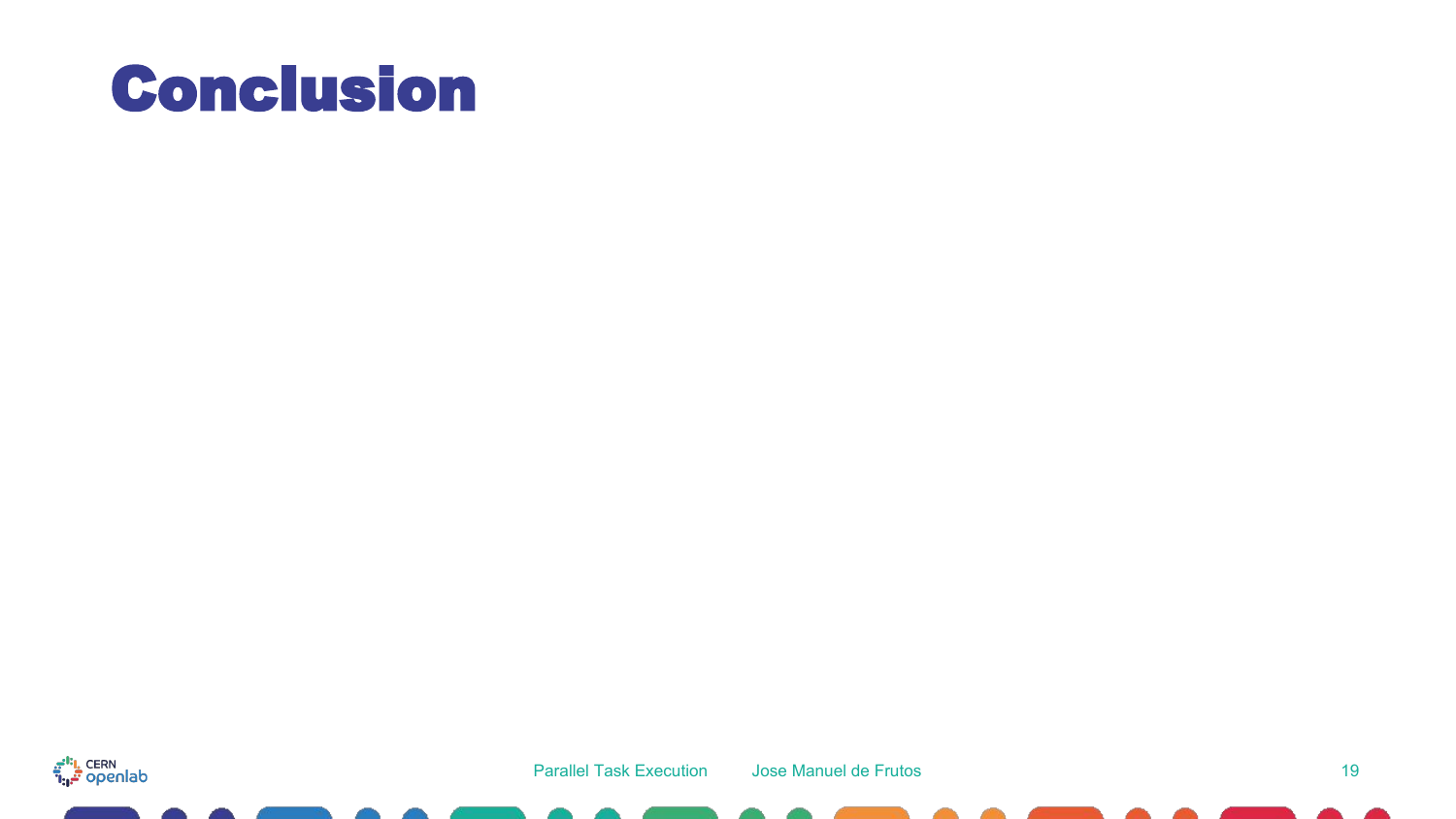# Conclusion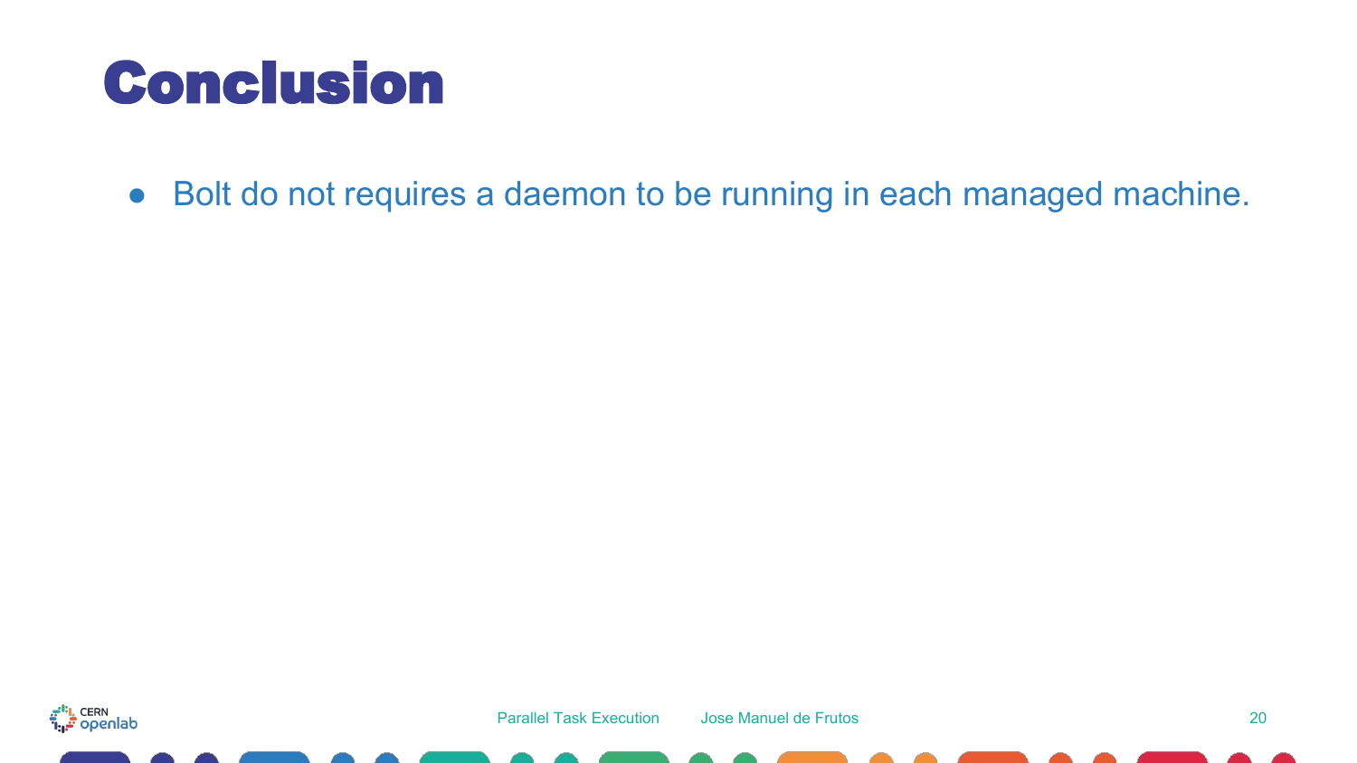# Conclusion

- Bolt do not requires a daemon to be running in each managed machine.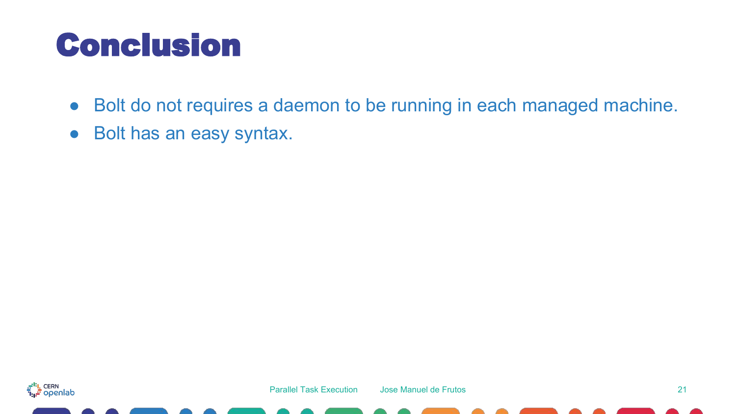# Conclusion

- Bolt do not requires a daemon to be running in each managed machine.
- Bolt has an easy syntax.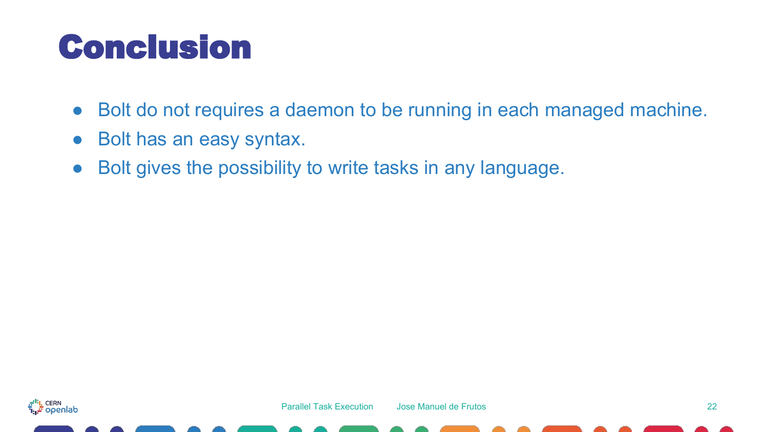# Conclusion

- Bolt do not requires a daemon to be running in each managed machine.
- Bolt has an easy syntax.
- Bolt gives the possibility to write tasks in any language.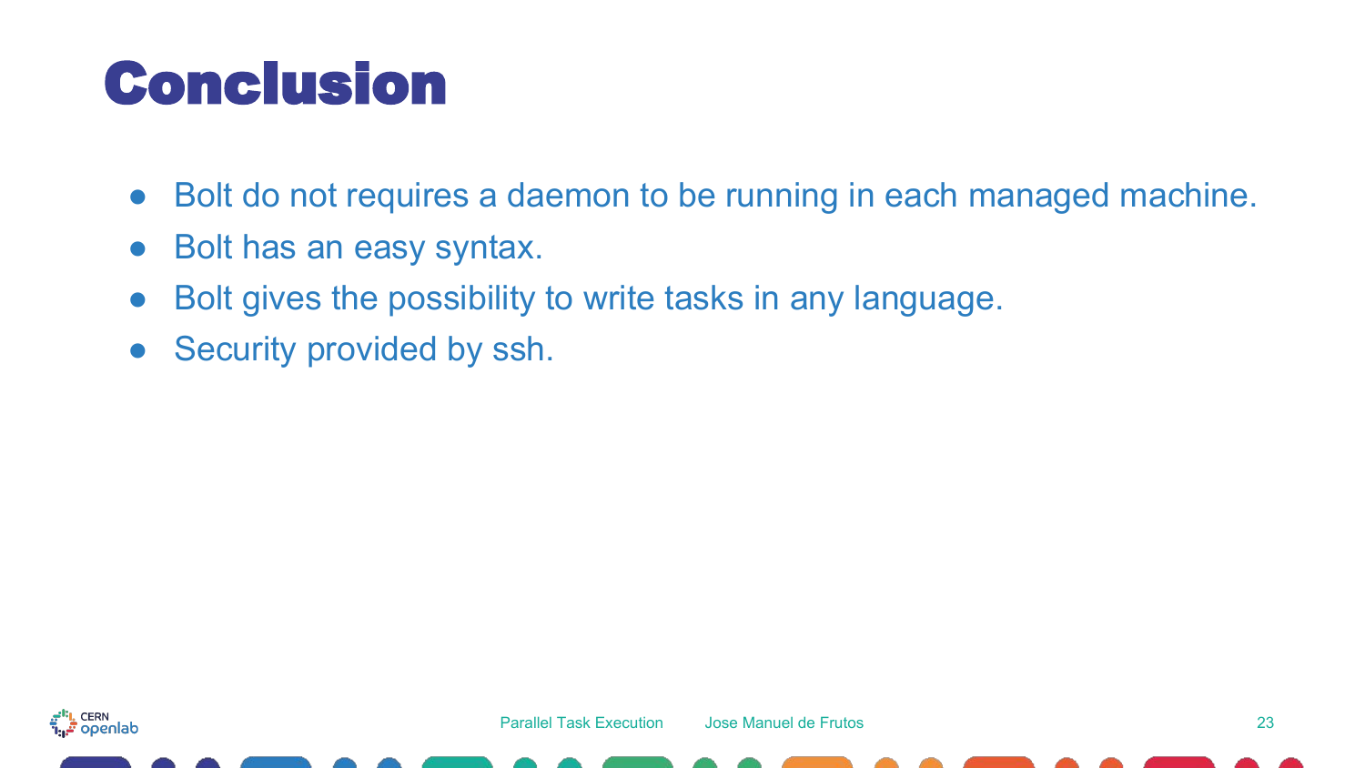# Conclusion

- Bolt do not requires a daemon to be running in each managed machine.
- Bolt has an easy syntax.
- Bolt gives the possibility to write tasks in any language.
- Security provided by ssh.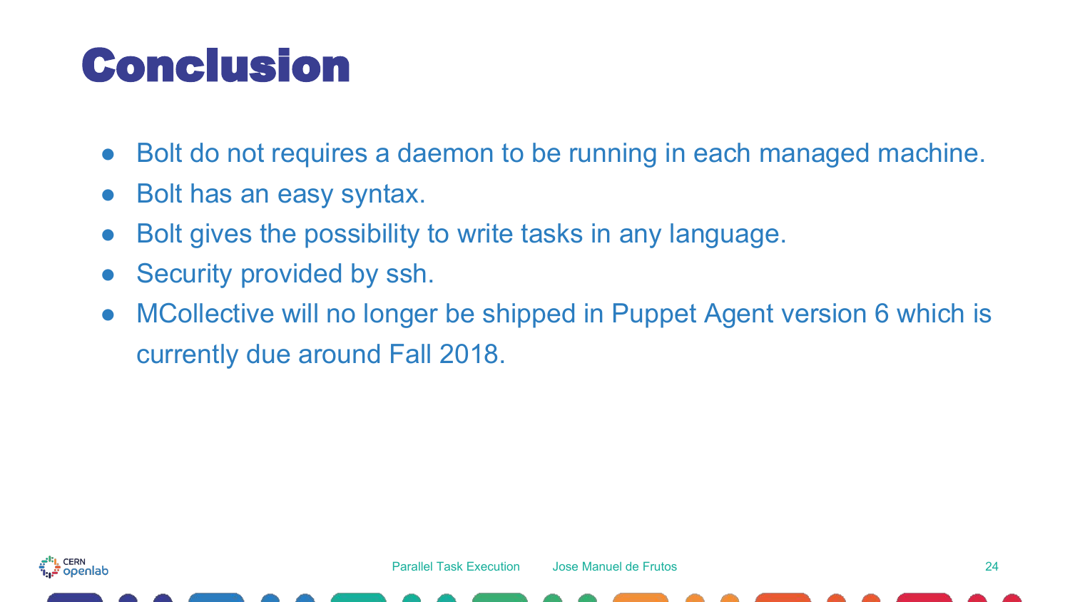# Conclusion

- Bolt do not requires a daemon to be running in each managed machine.
- Bolt has an easy syntax.
- Bolt gives the possibility to write tasks in any language.
- Security provided by ssh.
- MCollective will no longer be shipped in Puppet Agent version 6 which is currently due around Fall 2018.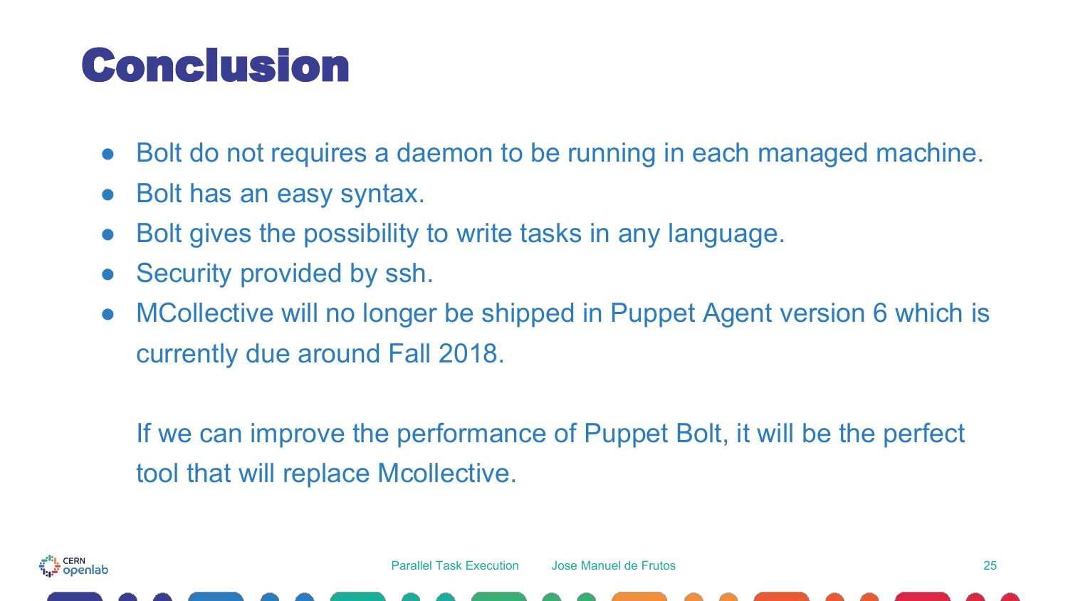# Conclusion

- Bolt do not requires a daemon to be running in each managed machine.
- Bolt has an easy syntax.
- Bolt gives the possibility to write tasks in any language.
- Security provided by ssh.
- MCollective will no longer be shipped in Puppet Agent version 6 which is currently due around Fall 2018.

If we can improve the performance of Puppet Bolt, it will be the perfect tool that will replace Mcollective.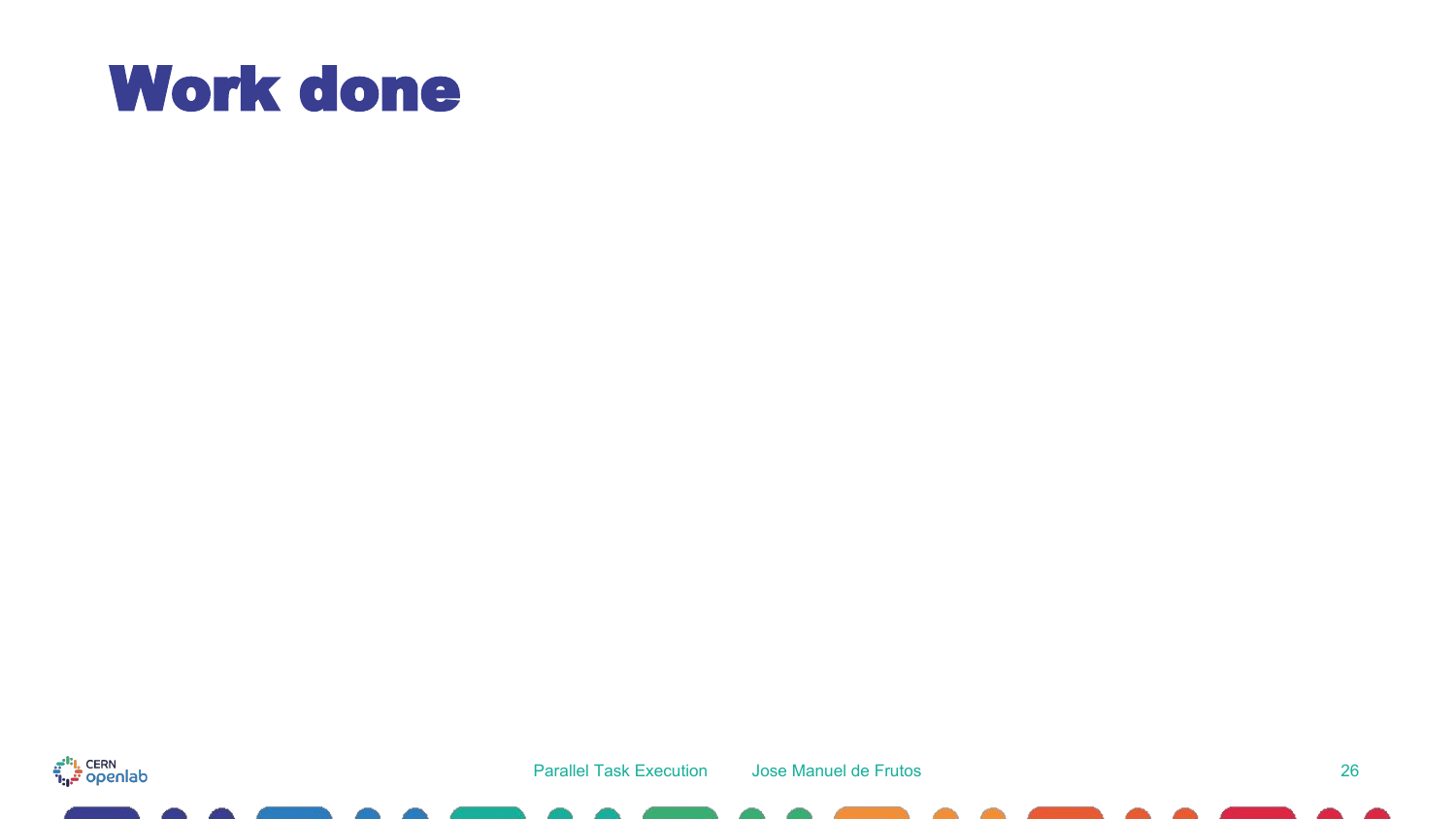# Work done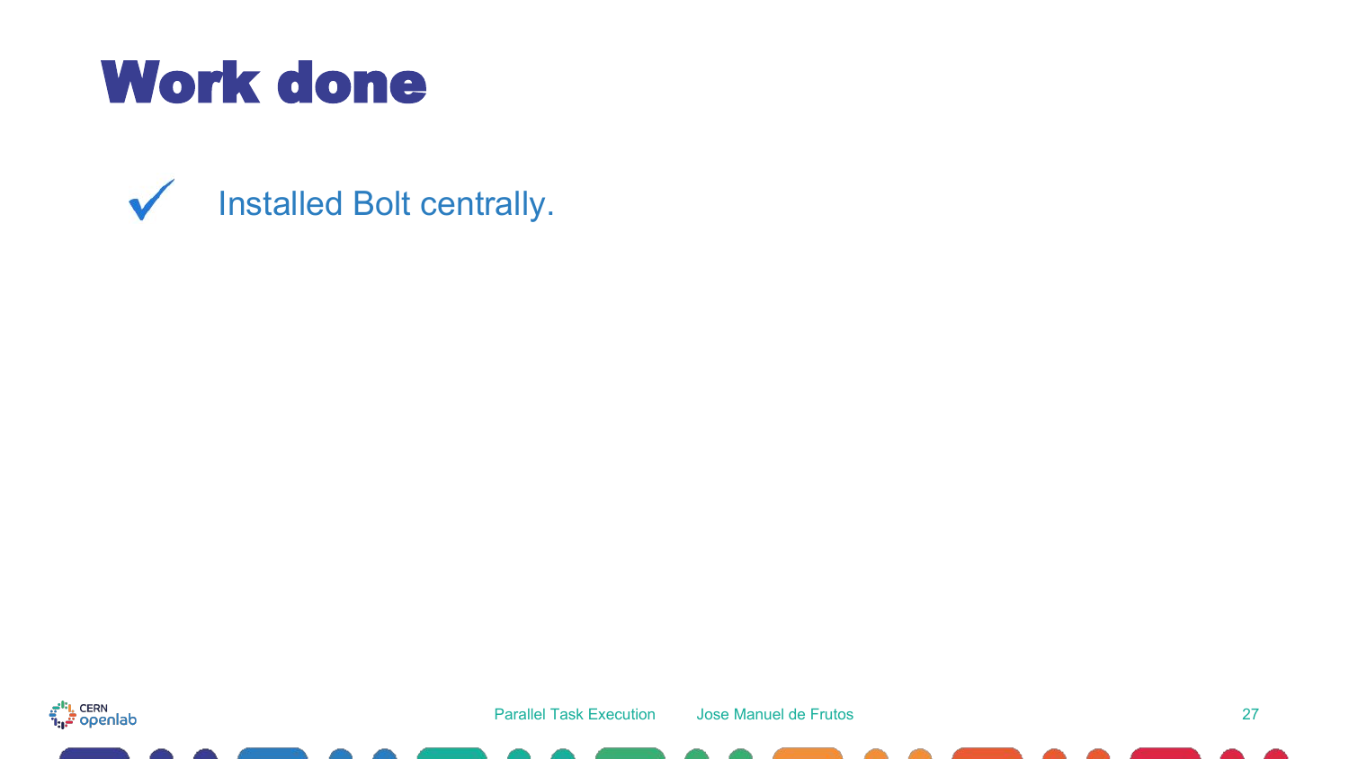# Work done

- ✓ Installed Bolt centrally.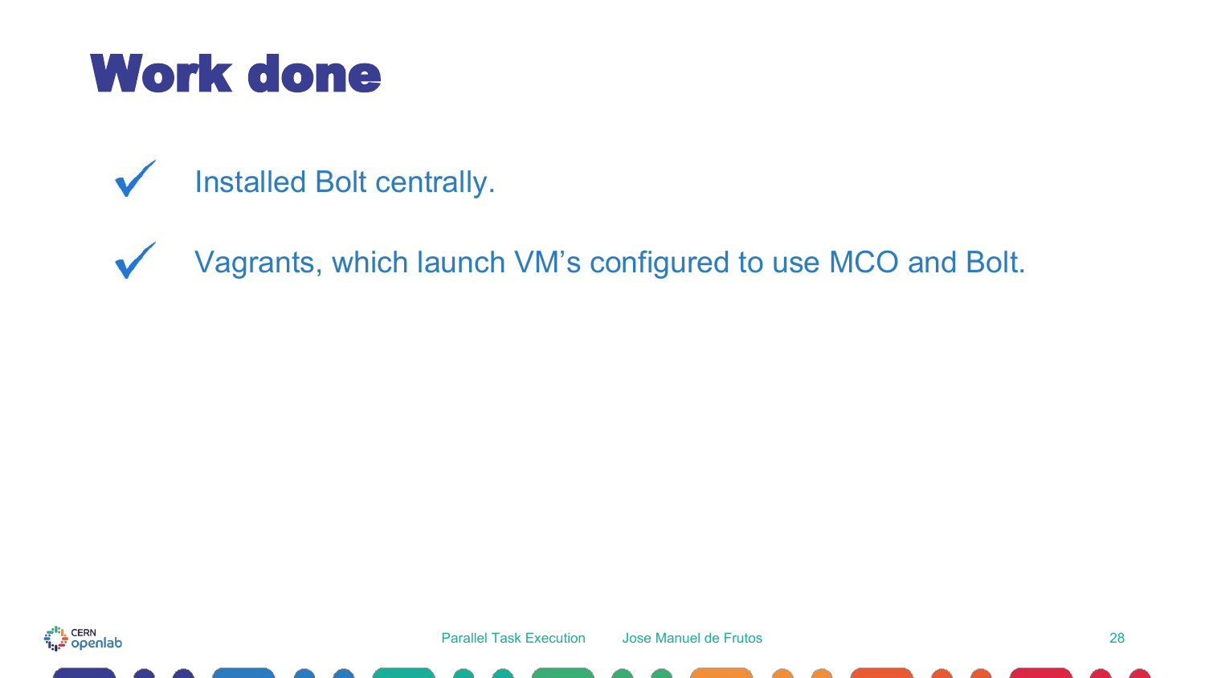# Work done

- ✓ Installed Bolt centrally.
- ✓ Vagrants, which launch VM’s configured to use MCO and Bolt.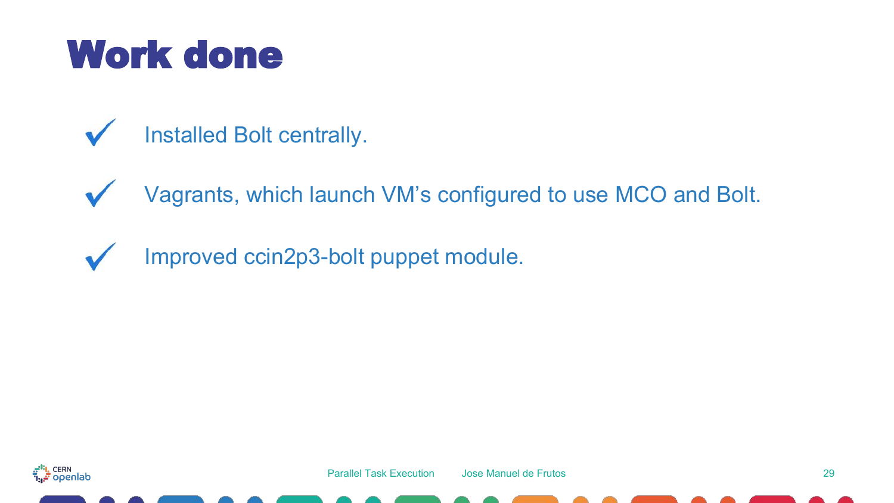# Work done

- ✓ Installed Bolt centrally.
- ✓ Vagrants, which launch VM’s configured to use MCO and Bolt.
- ✓ Improved ccin2p3-bolt puppet module.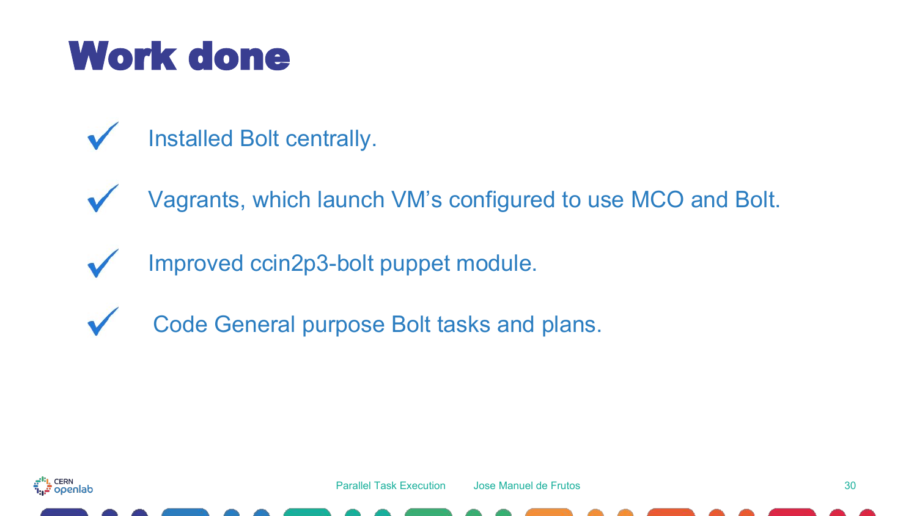# Work done

- ✓ Installed Bolt centrally.
- ✓ Vagrants, which launch VM's configured to use MCO and Bolt.
- ✓ Improved ccin2p3-bolt puppet module.
- ✓ Code General purpose Bolt tasks and plans.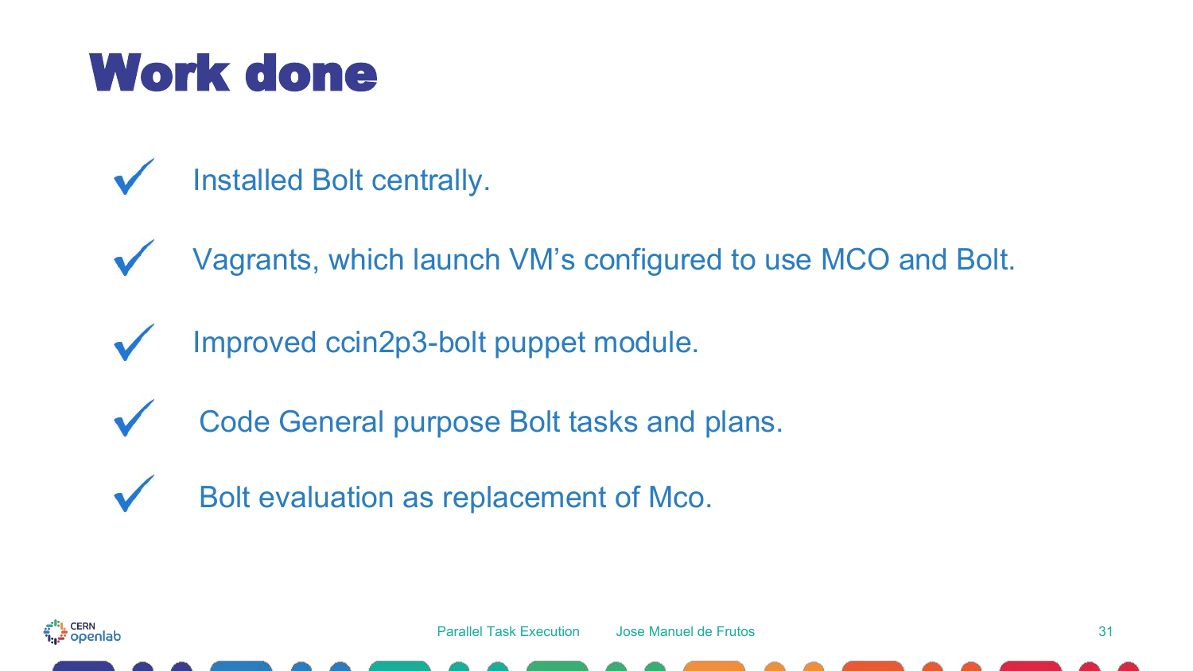# Work done

- ✓ Installed Bolt centrally.
- ✓ Vagrants, which launch VM's configured to use MCO and Bolt.
- ✓ Improved ccin2p3-bolt puppet module.
- ✓ Code General purpose Bolt tasks and plans.
- ✓ Bolt evaluation as replacement of Mco.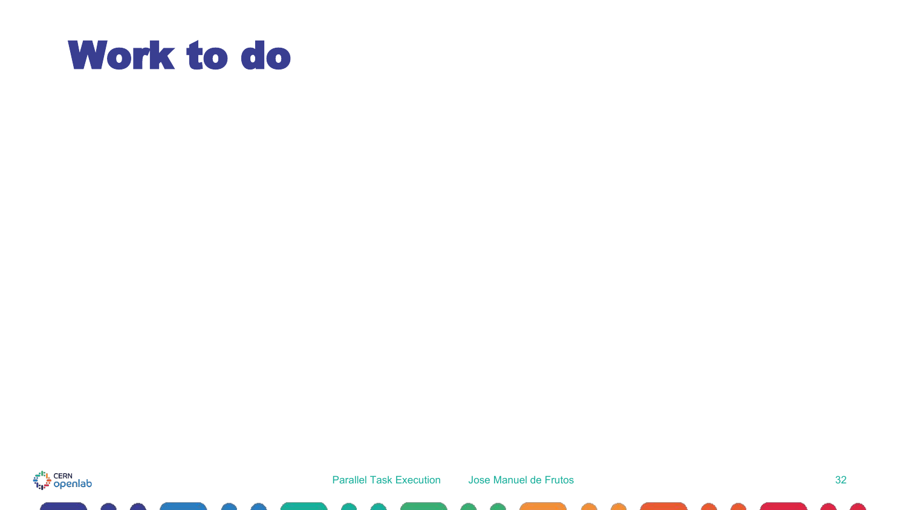# Work to do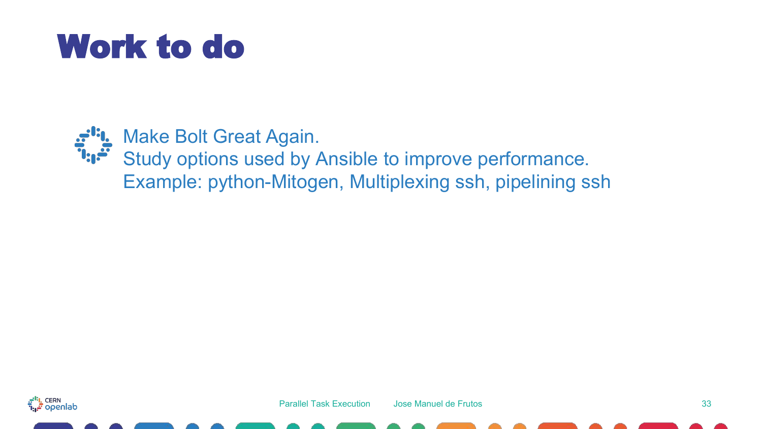# Work to do

- Make Bolt Great Again.
  Study options used by Ansible to improve performance.
  Example: python-Mitogen, Multiplexing ssh, pipelining ssh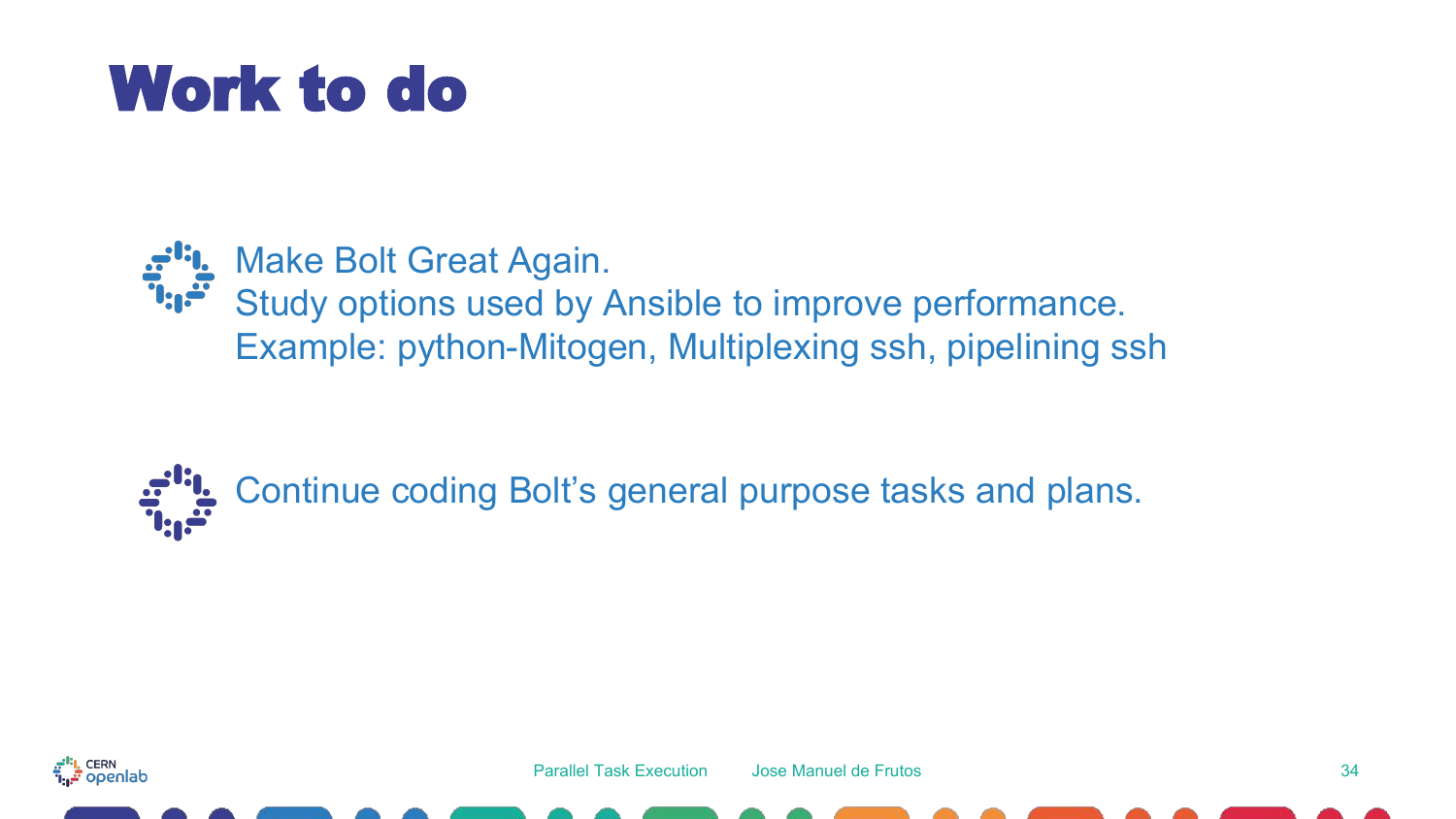# Work to do

- Make Bolt Great Again.
  Study options used by Ansible to improve performance.
  Example: python-Mitogen, Multiplexing ssh, pipelining ssh

- Continue coding Bolt's general purpose tasks and plans.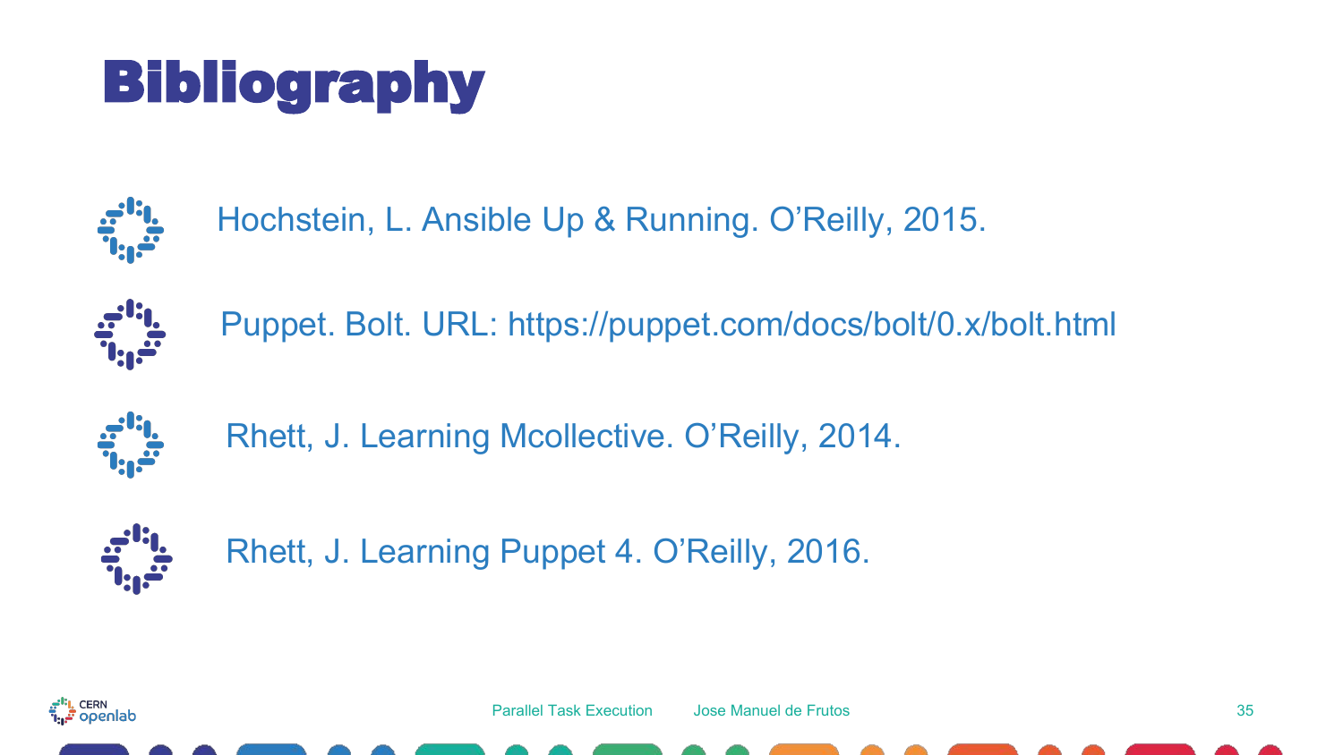# Bibliography

- Hochstein, L. Ansible Up & Running. O'Reilly, 2015.
- Puppet. Bolt. URL: https://puppet.com/docs/bolt/0.x/bolt.html
- Rhett, J. Learning Mcollective. O'Reilly, 2014.
- Rhett, J. Learning Puppet 4. O'Reilly, 2016.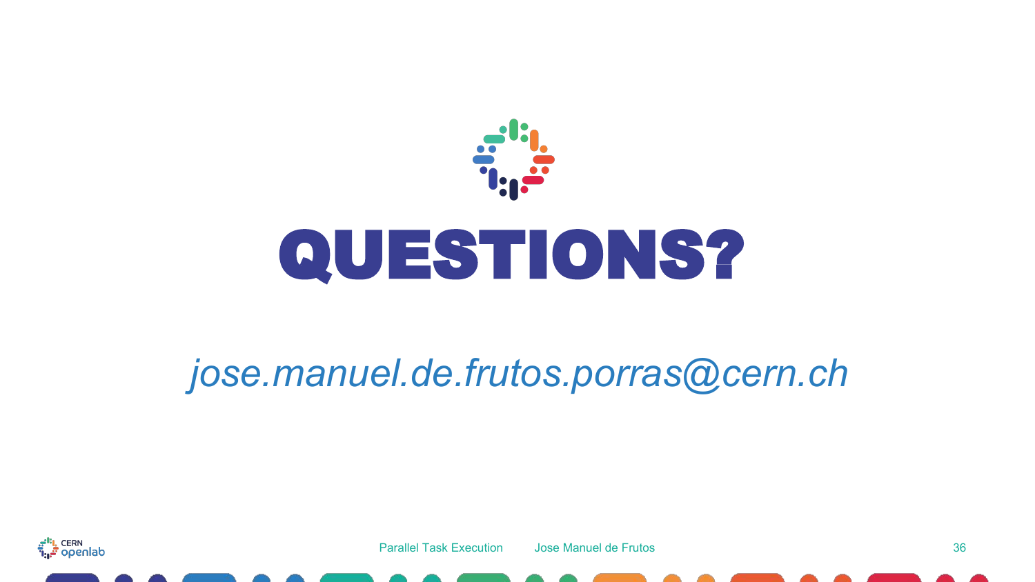# QUESTIONS?

*jose.manuel.de.frutos.porras@cern.ch*